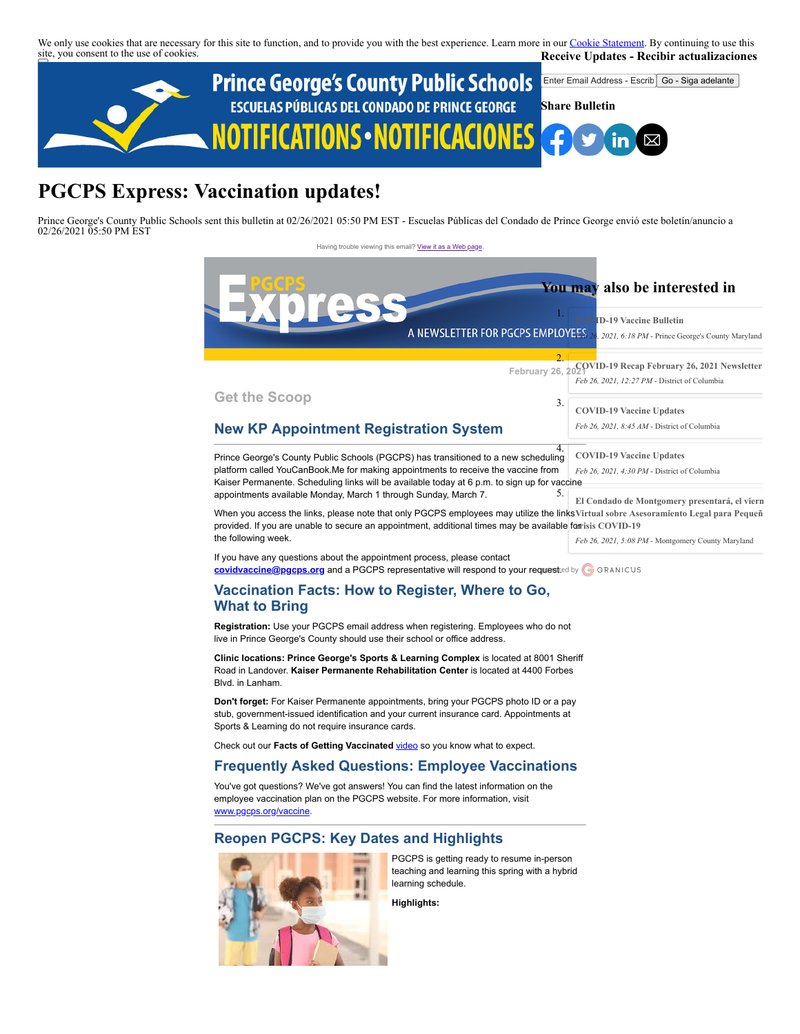We only use cookies that are necessary for this site to function, and to provide you with the best experience. Learn more in our Cookie Statement. By continuing to use this site, you consent to the use of cookies.

**Receive Updates - Recibir actualizaciones**

Enter Email Address - Escrib | Go - Siga adelante

**Share Bulletin**

# PGCPS Express: Vaccination updates!

Prince George's County Public Schools sent this bulletin at 02/26/2021 05:50 PM EST - Escuelas Públicas del Condado de Prince George envió este boletín/anuncio a 02/26/2021 05:50 PM EST

Having trouble viewing this email? View it as a Web page.

February 26, 2021

## Get the Scoop

### New KP Appointment Registration System

Prince George's County Public Schools (PGCPS) has transitioned to a new scheduling platform called YouCanBook.Me for making appointments to receive the vaccine from Kaiser Permanente. Scheduling links will be available today at 6 p.m. to sign up for vaccine appointments available Monday, March 1 through Sunday, March 7.

When you access the links, please note that only PGCPS employees may utilize the links provided. If you are unable to secure an appointment, additional times may be available for the following week.

If you have any questions about the appointment process, please contact **covidvaccine@pgcps.org** and a PGCPS representative will respond to your request.

### Vaccination Facts: How to Register, Where to Go, What to Bring

**Registration:** Use your PGCPS email address when registering. Employees who do not live in Prince George's County should use their school or office address.

**Clinic locations: Prince George's Sports & Learning Complex** is located at 8001 Sheriff Road in Landover. **Kaiser Permanente Rehabilitation Center** is located at 4400 Forbes Blvd. in Lanham.

**Don't forget:** For Kaiser Permanente appointments, bring your PGCPS photo ID or a pay stub, government-issued identification and your current insurance card. Appointments at Sports & Learning do not require insurance cards.

Check out our **Facts of Getting Vaccinated** video so you know what to expect.

### Frequently Asked Questions: Employee Vaccinations

You've got questions? We've got answers! You can find the latest information on the employee vaccination plan on the PGCPS website. For more information, visit www.pgcps.org/vaccine.

### Reopen PGCPS: Key Dates and Highlights

PGCPS is getting ready to resume in-person teaching and learning this spring with a hybrid learning schedule.

**Highlights:**

## You may also be interested in

1. **COVID-19 Vaccine Bulletin**
   *Feb 26, 2021, 6:18 PM* - Prince George's County Maryland
2. **COVID-19 Recap February 26, 2021 Newsletter**
   *Feb 26, 2021, 12:27 PM* - District of Columbia
3. **COVID-19 Vaccine Updates**
   *Feb 26, 2021, 8:45 AM* - District of Columbia
4. **COVID-19 Vaccine Updates**
   *Feb 26, 2021, 4:30 PM* - District of Columbia
5. **El Condado de Montgomery presentará, el viern Virtual sobre Asesoramiento Legal para Pequeñ crisis COVID-19**
   *Feb 26, 2021, 5:08 PM* - Montgomery County Maryland

Powered by GRANICUS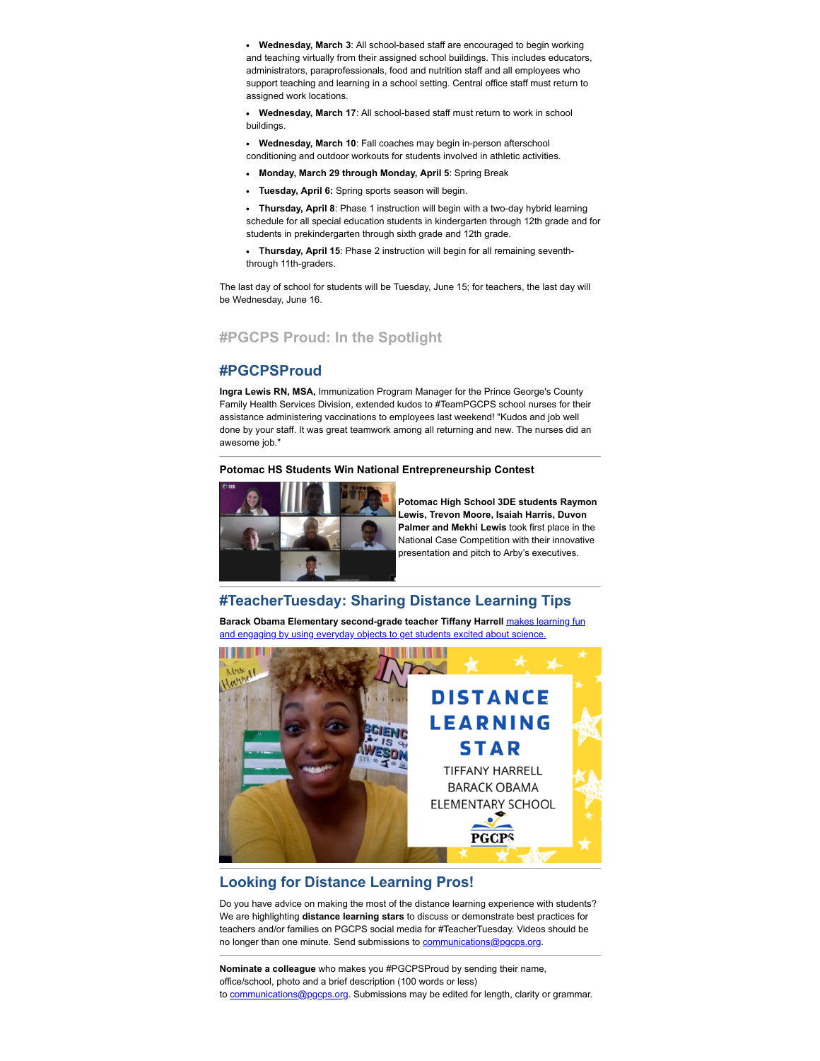- **Wednesday, March 3**: All school-based staff are encouraged to begin working and teaching virtually from their assigned school buildings. This includes educators, administrators, paraprofessionals, food and nutrition staff and all employees who support teaching and learning in a school setting. Central office staff must return to assigned work locations.
- **Wednesday, March 17**: All school-based staff must return to work in school buildings.
- **Wednesday, March 10**: Fall coaches may begin in-person afterschool conditioning and outdoor workouts for students involved in athletic activities.
- **Monday, March 29 through Monday, April 5**: Spring Break
- **Tuesday, April 6:** Spring sports season will begin.
- **Thursday, April 8**: Phase 1 instruction will begin with a two-day hybrid learning schedule for all special education students in kindergarten through 12th grade and for students in prekindergarten through sixth grade and 12th grade.
- **Thursday, April 15**: Phase 2 instruction will begin for all remaining seventh- through 11th-graders.

The last day of school for students will be Tuesday, June 15; for teachers, the last day will be Wednesday, June 16.

## #PGCPS Proud: In the Spotlight

## #PGCPSProud

**Ingra Lewis RN, MSA,** Immunization Program Manager for the Prince George's County Family Health Services Division, extended kudos to #TeamPGCPS school nurses for their assistance administering vaccinations to employees last weekend! "Kudos and job well done by your staff. It was great teamwork among all returning and new. The nurses did an awesome job."

---

**Potomac HS Students Win National Entrepreneurship Contest**

**Potomac High School 3DE students Raymon Lewis, Trevon Moore, Isaiah Harris, Duvon Palmer and Mekhi Lewis** took first place in the National Case Competition with their innovative presentation and pitch to Arby's executives.

---

## #TeacherTuesday: Sharing Distance Learning Tips

**Barack Obama Elementary second-grade teacher Tiffany Harrell** makes learning fun and engaging by using everyday objects to get students excited about science.

---

## Looking for Distance Learning Pros!

Do you have advice on making the most of the distance learning experience with students? We are highlighting **distance learning stars** to discuss or demonstrate best practices for teachers and/or families on PGCPS social media for #TeacherTuesday. Videos should be no longer than one minute. Send submissions to communications@pgcps.org.

---

**Nominate a colleague** who makes you #PGCPSProud by sending their name, office/school, photo and a brief description (100 words or less) to communications@pgcps.org. Submissions may be edited for length, clarity or grammar.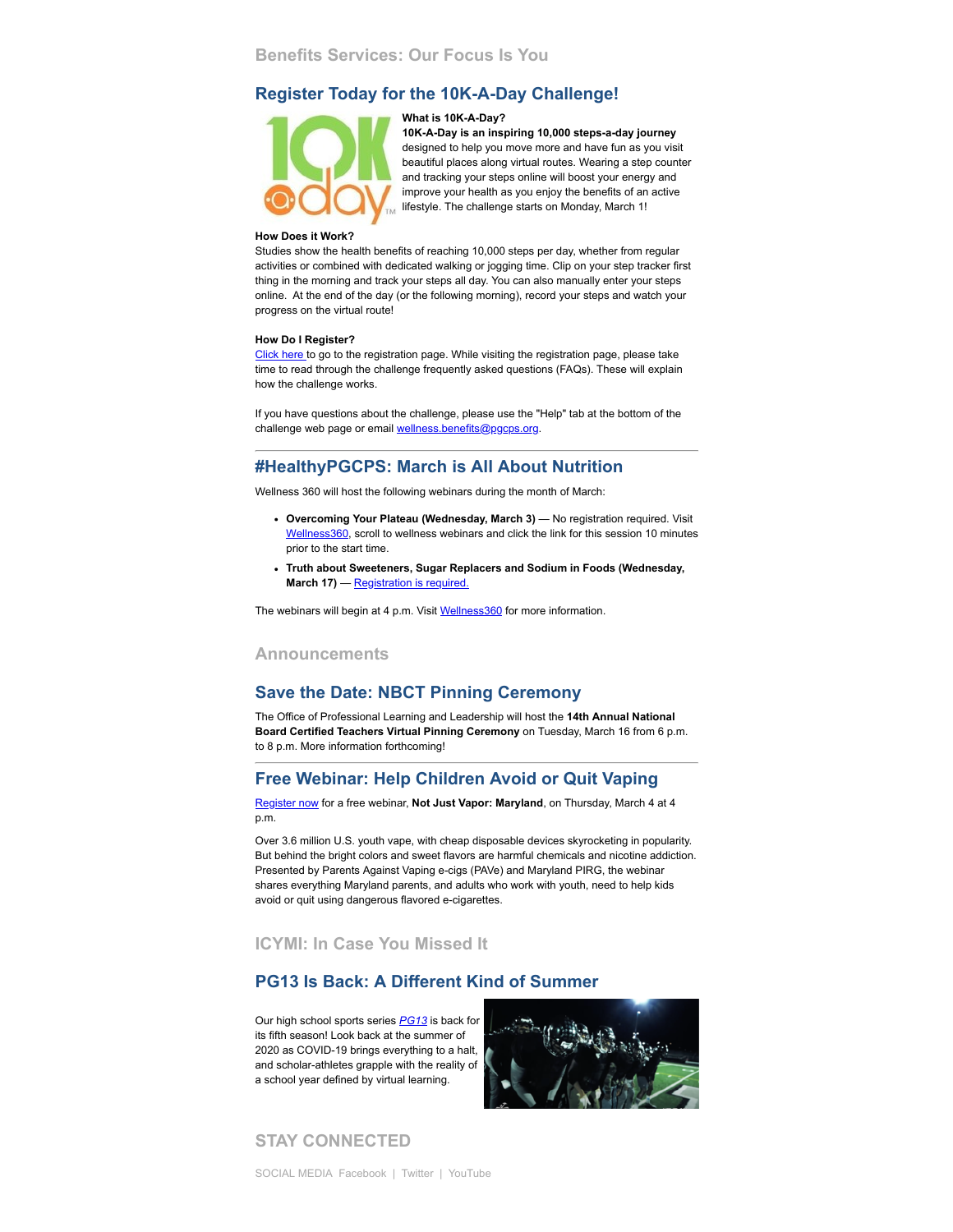## Benefits Services: Our Focus Is You

### Register Today for the 10K-A-Day Challenge!

**What is 10K-A-Day?**
**10K-A-Day is an inspiring 10,000 steps-a-day journey** designed to help you move more and have fun as you visit beautiful places along virtual routes. Wearing a step counter and tracking your steps online will boost your energy and improve your health as you enjoy the benefits of an active lifestyle. The challenge starts on Monday, March 1!

**How Does it Work?**
Studies show the health benefits of reaching 10,000 steps per day, whether from regular activities or combined with dedicated walking or jogging time. Clip on your step tracker first thing in the morning and track your steps all day. You can also manually enter your steps online. At the end of the day (or the following morning), record your steps and watch your progress on the virtual route!

**How Do I Register?**
Click here to go to the registration page. While visiting the registration page, please take time to read through the challenge frequently asked questions (FAQs). These will explain how the challenge works.

If you have questions about the challenge, please use the "Help" tab at the bottom of the challenge web page or email wellness.benefits@pgcps.org.

---

### #HealthyPGCPS: March is All About Nutrition

Wellness 360 will host the following webinars during the month of March:

- **Overcoming Your Plateau (Wednesday, March 3)** — No registration required. Visit Wellness360, scroll to wellness webinars and click the link for this session 10 minutes prior to the start time.
- **Truth about Sweeteners, Sugar Replacers and Sodium in Foods (Wednesday, March 17)** — Registration is required.

The webinars will begin at 4 p.m. Visit Wellness360 for more information.

## Announcements

### Save the Date: NBCT Pinning Ceremony

The Office of Professional Learning and Leadership will host the **14th Annual National Board Certified Teachers Virtual Pinning Ceremony** on Tuesday, March 16 from 6 p.m. to 8 p.m. More information forthcoming!

---

### Free Webinar: Help Children Avoid or Quit Vaping

Register now for a free webinar, **Not Just Vapor: Maryland**, on Thursday, March 4 at 4 p.m.

Over 3.6 million U.S. youth vape, with cheap disposable devices skyrocketing in popularity. But behind the bright colors and sweet flavors are harmful chemicals and nicotine addiction. Presented by Parents Against Vaping e-cigs (PAVe) and Maryland PIRG, the webinar shares everything Maryland parents, and adults who work with youth, need to help kids avoid or quit using dangerous flavored e-cigarettes.

## ICYMI: In Case You Missed It

### PG13 Is Back: A Different Kind of Summer

Our high school sports series *PG13* is back for its fifth season! Look back at the summer of 2020 as COVID-19 brings everything to a halt, and scholar-athletes grapple with the reality of a school year defined by virtual learning.

## STAY CONNECTED

SOCIAL MEDIA Facebook | Twitter | YouTube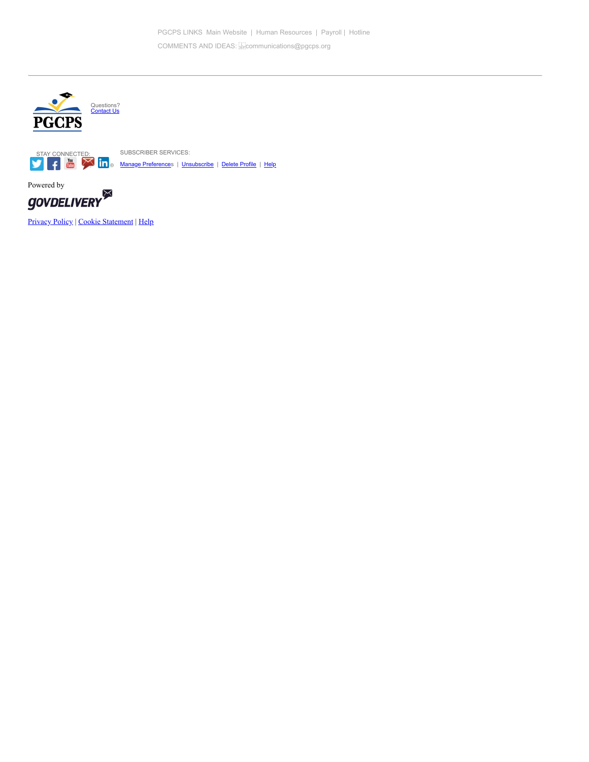PGCPS LINKS Main Website | Human Resources | Payroll | Hotline

COMMENTS AND IDEAS: communications@pgcps.org

---

PGCPS

Questions?
Contact Us

STAY CONNECTED:

SUBSCRIBER SERVICES:
Manage Preferences | Unsubscribe | Delete Profile | Help

Powered by

GOVDELIVERY

Privacy Policy | Cookie Statement | Help